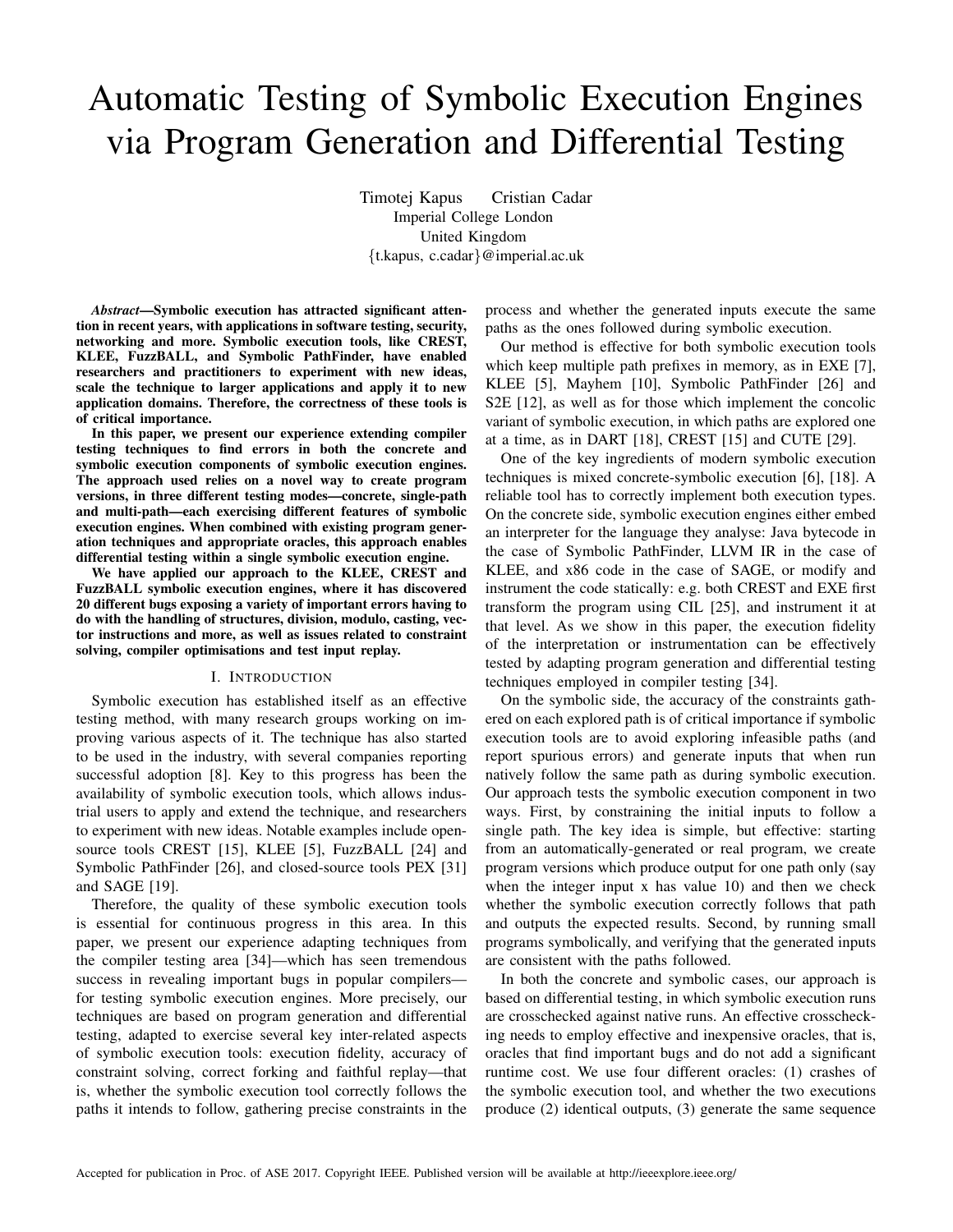# Automatic Testing of Symbolic Execution Engines via Program Generation and Differential Testing

Timotej Kapus     Cristian Cadar
Imperial College London
United Kingdom
{t.kapus, c.cadar}@imperial.ac.uk

***Abstract*—Symbolic execution has attracted significant attention in recent years, with applications in software testing, security, networking and more. Symbolic execution tools, like CREST, KLEE, FuzzBALL, and Symbolic PathFinder, have enabled researchers and practitioners to experiment with new ideas, scale the technique to larger applications and apply it to new application domains. Therefore, the correctness of these tools is of critical importance.**

**In this paper, we present our experience extending compiler testing techniques to find errors in both the concrete and symbolic execution components of symbolic execution engines. The approach used relies on a novel way to create program versions, in three different testing modes—concrete, single-path and multi-path—each exercising different features of symbolic execution engines. When combined with existing program generation techniques and appropriate oracles, this approach enables differential testing within a single symbolic execution engine.**

**We have applied our approach to the KLEE, CREST and FuzzBALL symbolic execution engines, where it has discovered 20 different bugs exposing a variety of important errors having to do with the handling of structures, division, modulo, casting, vector instructions and more, as well as issues related to constraint solving, compiler optimisations and test input replay.**

## I. Introduction

Symbolic execution has established itself as an effective testing method, with many research groups working on improving various aspects of it. The technique has also started to be used in the industry, with several companies reporting successful adoption [8]. Key to this progress has been the availability of symbolic execution tools, which allows industrial users to apply and extend the technique, and researchers to experiment with new ideas. Notable examples include open-source tools CREST [15], KLEE [5], FuzzBALL [24] and Symbolic PathFinder [26], and closed-source tools PEX [31] and SAGE [19].

Therefore, the quality of these symbolic execution tools is essential for continuous progress in this area. In this paper, we present our experience adapting techniques from the compiler testing area [34]—which has seen tremendous success in revealing important bugs in popular compilers—for testing symbolic execution engines. More precisely, our techniques are based on program generation and differential testing, adapted to exercise several key inter-related aspects of symbolic execution tools: execution fidelity, accuracy of constraint solving, correct forking and faithful replay—that is, whether the symbolic execution tool correctly follows the paths it intends to follow, gathering precise constraints in the process and whether the generated inputs execute the same paths as the ones followed during symbolic execution.

Our method is effective for both symbolic execution tools which keep multiple path prefixes in memory, as in EXE [7], KLEE [5], Mayhem [10], Symbolic PathFinder [26] and S2E [12], as well as for those which implement the concolic variant of symbolic execution, in which paths are explored one at a time, as in DART [18], CREST [15] and CUTE [29].

One of the key ingredients of modern symbolic execution techniques is mixed concrete-symbolic execution [6], [18]. A reliable tool has to correctly implement both execution types. On the concrete side, symbolic execution engines either embed an interpreter for the language they analyse: Java bytecode in the case of Symbolic PathFinder, LLVM IR in the case of KLEE, and x86 code in the case of SAGE, or modify and instrument the code statically: e.g. both CREST and EXE first transform the program using CIL [25], and instrument it at that level. As we show in this paper, the execution fidelity of the interpretation or instrumentation can be effectively tested by adapting program generation and differential testing techniques employed in compiler testing [34].

On the symbolic side, the accuracy of the constraints gathered on each explored path is of critical importance if symbolic execution tools are to avoid exploring infeasible paths (and report spurious errors) and generate inputs that when run natively follow the same path as during symbolic execution. Our approach tests the symbolic execution component in two ways. First, by constraining the initial inputs to follow a single path. The key idea is simple, but effective: starting from an automatically-generated or real program, we create program versions which produce output for one path only (say when the integer input x has value 10) and then we check whether the symbolic execution correctly follows that path and outputs the expected results. Second, by running small programs symbolically, and verifying that the generated inputs are consistent with the paths followed.

In both the concrete and symbolic cases, our approach is based on differential testing, in which symbolic execution runs are crosschecked against native runs. An effective crosschecking needs to employ effective and inexpensive oracles, that is, oracles that find important bugs and do not add a significant runtime cost. We use four different oracles: (1) crashes of the symbolic execution tool, and whether the two executions produce (2) identical outputs, (3) generate the same sequence

Accepted for publication in Proc. of ASE 2017. Copyright IEEE. Published version will be available at http://ieeexplore.ieee.org/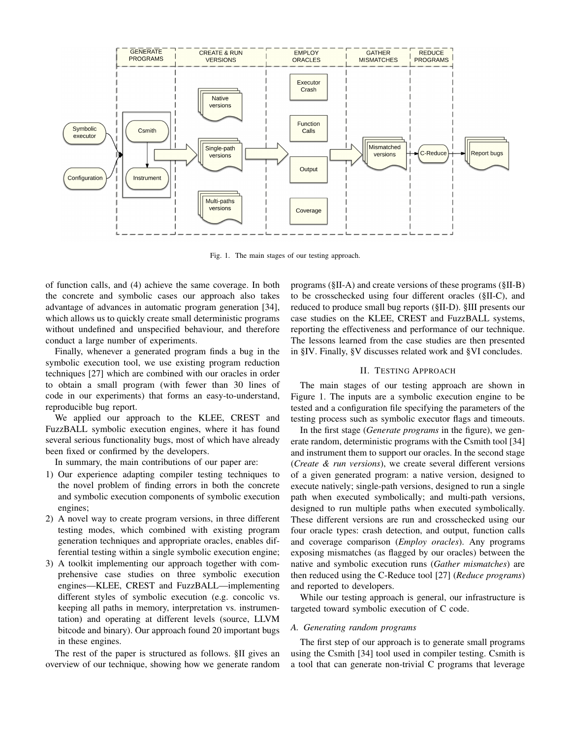Fig. 1. The main stages of our testing approach.

of function calls, and (4) achieve the same coverage. In both the concrete and symbolic cases our approach also takes advantage of advances in automatic program generation [34], which allows us to quickly create small deterministic programs without undefined and unspecified behaviour, and therefore conduct a large number of experiments.

Finally, whenever a generated program finds a bug in the symbolic execution tool, we use existing program reduction techniques [27] which are combined with our oracles in order to obtain a small program (with fewer than 30 lines of code in our experiments) that forms an easy-to-understand, reproducible bug report.

We applied our approach to the KLEE, CREST and FuzzBALL symbolic execution engines, where it has found several serious functionality bugs, most of which have already been fixed or confirmed by the developers.

In summary, the main contributions of our paper are:

1) Our experience adapting compiler testing techniques to the novel problem of finding errors in both the concrete and symbolic execution components of symbolic execution engines;
2) A novel way to create program versions, in three different testing modes, which combined with existing program generation techniques and appropriate oracles, enables differential testing within a single symbolic execution engine;
3) A toolkit implementing our approach together with comprehensive case studies on three symbolic execution engines—KLEE, CREST and FuzzBALL—implementing different styles of symbolic execution (e.g. concolic vs. keeping all paths in memory, interpretation vs. instrumentation) and operating at different levels (source, LLVM bitcode and binary). Our approach found 20 important bugs in these engines.

The rest of the paper is structured as follows. §II gives an overview of our technique, showing how we generate random programs (§II-A) and create versions of these programs (§II-B) to be crosschecked using four different oracles (§II-C), and reduced to produce small bug reports (§II-D). §III presents our case studies on the KLEE, CREST and FuzzBALL systems, reporting the effectiveness and performance of our technique. The lessons learned from the case studies are then presented in §IV. Finally, §V discusses related work and §VI concludes.

## II. Testing Approach

The main stages of our testing approach are shown in Figure 1. The inputs are a symbolic execution engine to be tested and a configuration file specifying the parameters of the testing process such as symbolic executor flags and timeouts.

In the first stage (*Generate programs* in the figure), we generate random, deterministic programs with the Csmith tool [34] and instrument them to support our oracles. In the second stage (*Create & run versions*), we create several different versions of a given generated program: a native version, designed to execute natively; single-path versions, designed to run a single path when executed symbolically; and multi-path versions, designed to run multiple paths when executed symbolically. These different versions are run and crosschecked using our four oracle types: crash detection, and output, function calls and coverage comparison (*Employ oracles*). Any programs exposing mismatches (as flagged by our oracles) between the native and symbolic execution runs (*Gather mismatches*) are then reduced using the C-Reduce tool [27] (*Reduce programs*) and reported to developers.

While our testing approach is general, our infrastructure is targeted toward symbolic execution of C code.

### A. Generating random programs

The first step of our approach is to generate small programs using the Csmith [34] tool used in compiler testing. Csmith is a tool that can generate non-trivial C programs that leverage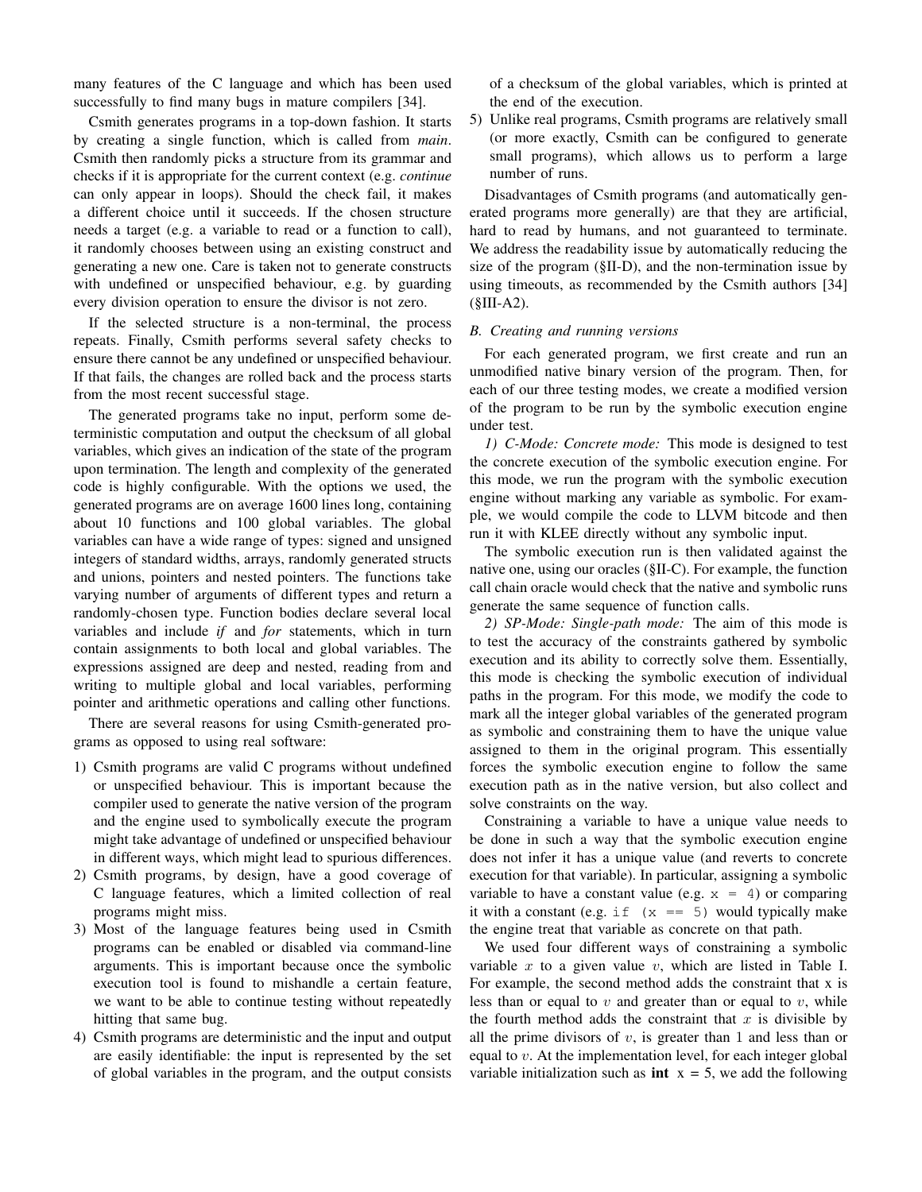many features of the C language and which has been used successfully to find many bugs in mature compilers [34].

Csmith generates programs in a top-down fashion. It starts by creating a single function, which is called from *main*. Csmith then randomly picks a structure from its grammar and checks if it is appropriate for the current context (e.g. *continue* can only appear in loops). Should the check fail, it makes a different choice until it succeeds. If the chosen structure needs a target (e.g. a variable to read or a function to call), it randomly chooses between using an existing construct and generating a new one. Care is taken not to generate constructs with undefined or unspecified behaviour, e.g. by guarding every division operation to ensure the divisor is not zero.

If the selected structure is a non-terminal, the process repeats. Finally, Csmith performs several safety checks to ensure there cannot be any undefined or unspecified behaviour. If that fails, the changes are rolled back and the process starts from the most recent successful stage.

The generated programs take no input, perform some deterministic computation and output the checksum of all global variables, which gives an indication of the state of the program upon termination. The length and complexity of the generated code is highly configurable. With the options we used, the generated programs are on average 1600 lines long, containing about 10 functions and 100 global variables. The global variables can have a wide range of types: signed and unsigned integers of standard widths, arrays, randomly generated structs and unions, pointers and nested pointers. The functions take varying number of arguments of different types and return a randomly-chosen type. Function bodies declare several local variables and include *if* and *for* statements, which in turn contain assignments to both local and global variables. The expressions assigned are deep and nested, reading from and writing to multiple global and local variables, performing pointer and arithmetic operations and calling other functions.

There are several reasons for using Csmith-generated programs as opposed to using real software:

1) Csmith programs are valid C programs without undefined or unspecified behaviour. This is important because the compiler used to generate the native version of the program and the engine used to symbolically execute the program might take advantage of undefined or unspecified behaviour in different ways, which might lead to spurious differences.
2) Csmith programs, by design, have a good coverage of C language features, which a limited collection of real programs might miss.
3) Most of the language features being used in Csmith programs can be enabled or disabled via command-line arguments. This is important because once the symbolic execution tool is found to mishandle a certain feature, we want to be able to continue testing without repeatedly hitting that same bug.
4) Csmith programs are deterministic and the input and output are easily identifiable: the input is represented by the set of global variables in the program, and the output consists of a checksum of the global variables, which is printed at the end of the execution.
5) Unlike real programs, Csmith programs are relatively small (or more exactly, Csmith can be configured to generate small programs), which allows us to perform a large number of runs.

Disadvantages of Csmith programs (and automatically generated programs more generally) are that they are artificial, hard to read by humans, and not guaranteed to terminate. We address the readability issue by automatically reducing the size of the program (§II-D), and the non-termination issue by using timeouts, as recommended by the Csmith authors [34] (§III-A2).

### B. Creating and running versions

For each generated program, we first create and run an unmodified native binary version of the program. Then, for each of our three testing modes, we create a modified version of the program to be run by the symbolic execution engine under test.

*1) C-Mode: Concrete mode:* This mode is designed to test the concrete execution of the symbolic execution engine. For this mode, we run the program with the symbolic execution engine without marking any variable as symbolic. For example, we would compile the code to LLVM bitcode and then run it with KLEE directly without any symbolic input.

The symbolic execution run is then validated against the native one, using our oracles (§II-C). For example, the function call chain oracle would check that the native and symbolic runs generate the same sequence of function calls.

*2) SP-Mode: Single-path mode:* The aim of this mode is to test the accuracy of the constraints gathered by symbolic execution and its ability to correctly solve them. Essentially, this mode is checking the symbolic execution of individual paths in the program. For this mode, we modify the code to mark all the integer global variables of the generated program as symbolic and constraining them to have the unique value assigned to them in the original program. This essentially forces the symbolic execution engine to follow the same execution path as in the native version, but also collect and solve constraints on the way.

Constraining a variable to have a unique value needs to be done in such a way that the symbolic execution engine does not infer it has a unique value (and reverts to concrete execution for that variable). In particular, assigning a symbolic variable to have a constant value (e.g. `x = 4`) or comparing it with a constant (e.g. `if (x == 5)` would typically make the engine treat that variable as concrete on that path.

We used four different ways of constraining a symbolic variable $x$ to a given value $v$, which are listed in Table I. For example, the second method adds the constraint that x is less than or equal to $v$ and greater than or equal to $v$, while the fourth method adds the constraint that $x$ is divisible by all the prime divisors of $v$, is greater than $1$ and less than or equal to $v$. At the implementation level, for each integer global variable initialization such as **int** `x = 5`, we add the following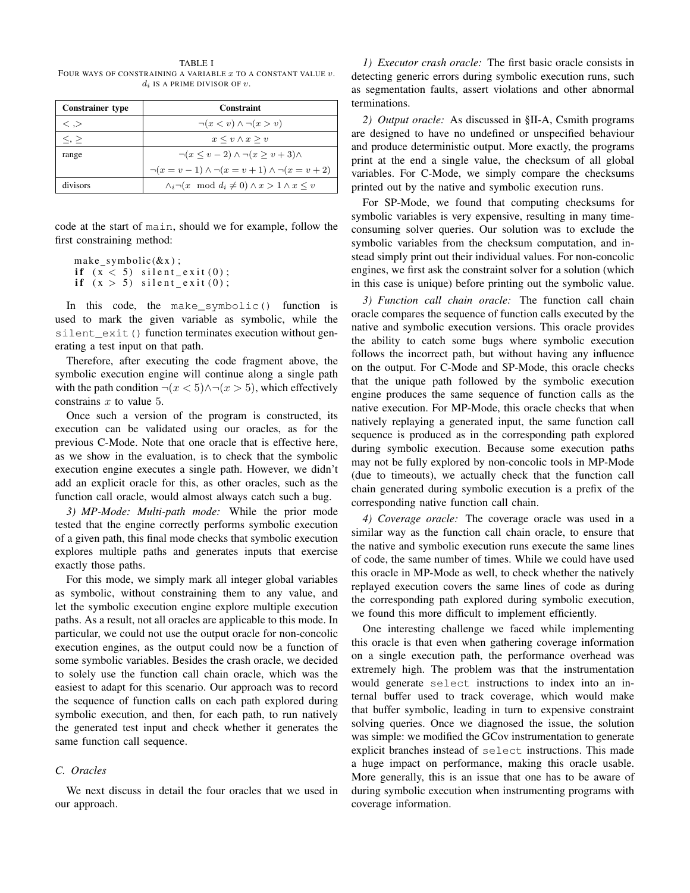TABLE I
FOUR WAYS OF CONSTRAINING A VARIABLE $x$ TO A CONSTANT VALUE $v$. $d_i$ IS A PRIME DIVISOR OF $v$.

| Constrainer type | Constraint |
|---|---|
| $<, >$ | $\neg(x < v) \wedge \neg(x > v)$ |
| $\leq, \geq$ | $x \leq v \wedge x \geq v$ |
| range | $\neg(x \leq v - 2) \wedge \neg(x \geq v + 3) \wedge$ |
| | $\neg(x = v - 1) \wedge \neg(x = v + 1) \wedge \neg(x = v + 2)$ |
| divisors | $\wedge_i \neg(x \mod d_i \neq 0) \wedge x > 1 \wedge x \leq v$ |

code at the start of main, should we for example, follow the first constraining method:

```
make_symbolic(&x);
if (x < 5) silent_exit(0);
if (x > 5) silent_exit(0);
```

In this code, the make_symbolic() function is used to mark the given variable as symbolic, while the silent_exit() function terminates execution without generating a test input on that path.

Therefore, after executing the code fragment above, the symbolic execution engine will continue along a single path with the path condition $\neg(x < 5) \wedge \neg(x > 5)$, which effectively constrains $x$ to value 5.

Once such a version of the program is constructed, its execution can be validated using our oracles, as for the previous C-Mode. Note that one oracle that is effective here, as we show in the evaluation, is to check that the symbolic execution engine executes a single path. However, we didn't add an explicit oracle for this, as other oracles, such as the function call oracle, would almost always catch such a bug.

*3) MP-Mode: Multi-path mode:* While the prior mode tested that the engine correctly performs symbolic execution of a given path, this final mode checks that symbolic execution explores multiple paths and generates inputs that exercise exactly those paths.

For this mode, we simply mark all integer global variables as symbolic, without constraining them to any value, and let the symbolic execution engine explore multiple execution paths. As a result, not all oracles are applicable to this mode. In particular, we could not use the output oracle for non-concolic execution engines, as the output could now be a function of some symbolic variables. Besides the crash oracle, we decided to solely use the function call chain oracle, which was the easiest to adapt for this scenario. Our approach was to record the sequence of function calls on each path explored during symbolic execution, and then, for each path, to run natively the generated test input and check whether it generates the same function call sequence.

### C. Oracles

We next discuss in detail the four oracles that we used in our approach.

*1) Executor crash oracle:* The first basic oracle consists in detecting generic errors during symbolic execution runs, such as segmentation faults, assert violations and other abnormal terminations.

*2) Output oracle:* As discussed in §II-A, Csmith programs are designed to have no undefined or unspecified behaviour and produce deterministic output. More exactly, the programs print at the end a single value, the checksum of all global variables. For C-Mode, we simply compare the checksums printed out by the native and symbolic execution runs.

For SP-Mode, we found that computing checksums for symbolic variables is very expensive, resulting in many time-consuming solver queries. Our solution was to exclude the symbolic variables from the checksum computation, and instead simply print out their individual values. For non-concolic engines, we first ask the constraint solver for a solution (which in this case is unique) before printing out the symbolic value.

*3) Function call chain oracle:* The function call chain oracle compares the sequence of function calls executed by the native and symbolic execution versions. This oracle provides the ability to catch some bugs where symbolic execution follows the incorrect path, but without having any influence on the output. For C-Mode and SP-Mode, this oracle checks that the unique path followed by the symbolic execution engine produces the same sequence of function calls as the native execution. For MP-Mode, this oracle checks that when natively replaying a generated input, the same function call sequence is produced as in the corresponding path explored during symbolic execution. Because some execution paths may not be fully explored by non-concolic tools in MP-Mode (due to timeouts), we actually check that the function call chain generated during symbolic execution is a prefix of the corresponding native function call chain.

*4) Coverage oracle:* The coverage oracle was used in a similar way as the function call chain oracle, to ensure that the native and symbolic execution runs execute the same lines of code, the same number of times. While we could have used this oracle in MP-Mode as well, to check whether the natively replayed execution covers the same lines of code as during the corresponding path explored during symbolic execution, we found this more difficult to implement efficiently.

One interesting challenge we faced while implementing this oracle is that even when gathering coverage information on a single execution path, the performance overhead was extremely high. The problem was that the instrumentation would generate select instructions to index into an internal buffer used to track coverage, which would make that buffer symbolic, leading in turn to expensive constraint solving queries. Once we diagnosed the issue, the solution was simple: we modified the GCov instrumentation to generate explicit branches instead of select instructions. This made a huge impact on performance, making this oracle usable. More generally, this is an issue that one has to be aware of during symbolic execution when instrumenting programs with coverage information.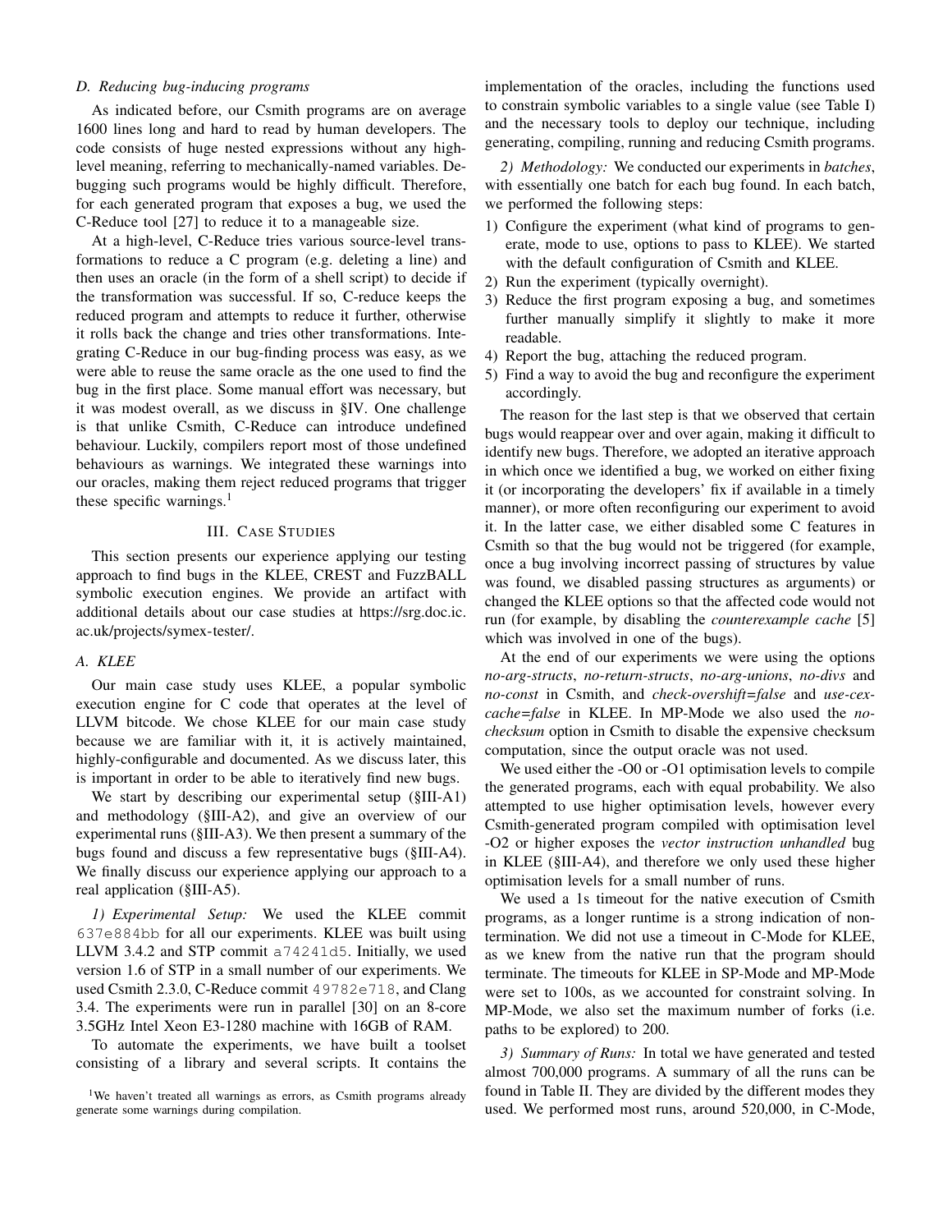### D. Reducing bug-inducing programs

As indicated before, our Csmith programs are on average 1600 lines long and hard to read by human developers. The code consists of huge nested expressions without any high-level meaning, referring to mechanically-named variables. Debugging such programs would be highly difficult. Therefore, for each generated program that exposes a bug, we used the C-Reduce tool [27] to reduce it to a manageable size.

At a high-level, C-Reduce tries various source-level transformations to reduce a C program (e.g. deleting a line) and then uses an oracle (in the form of a shell script) to decide if the transformation was successful. If so, C-reduce keeps the reduced program and attempts to reduce it further, otherwise it rolls back the change and tries other transformations. Integrating C-Reduce in our bug-finding process was easy, as we were able to reuse the same oracle as the one used to find the bug in the first place. Some manual effort was necessary, but it was modest overall, as we discuss in §IV. One challenge is that unlike Csmith, C-Reduce can introduce undefined behaviour. Luckily, compilers report most of those undefined behaviours as warnings. We integrated these warnings into our oracles, making them reject reduced programs that trigger these specific warnings.[1]

## III. Case Studies

This section presents our experience applying our testing approach to find bugs in the KLEE, CREST and FuzzBALL symbolic execution engines. We provide an artifact with additional details about our case studies at https://srg.doc.ic.ac.uk/projects/symex-tester/.

### A. KLEE

Our main case study uses KLEE, a popular symbolic execution engine for C code that operates at the level of LLVM bitcode. We chose KLEE for our main case study because we are familiar with it, it is actively maintained, highly-configurable and documented. As we discuss later, this is important in order to be able to iteratively find new bugs.

We start by describing our experimental setup (§III-A1) and methodology (§III-A2), and give an overview of our experimental runs (§III-A3). We then present a summary of the bugs found and discuss a few representative bugs (§III-A4). We finally discuss our experience applying our approach to a real application (§III-A5).

*1) Experimental Setup:* We used the KLEE commit `637e884bb` for all our experiments. KLEE was built using LLVM 3.4.2 and STP commit `a74241d5`. Initially, we used version 1.6 of STP in a small number of our experiments. We used Csmith 2.3.0, C-Reduce commit `49782e718`, and Clang 3.4. The experiments were run in parallel [30] on an 8-core 3.5GHz Intel Xeon E3-1280 machine with 16GB of RAM.

To automate the experiments, we have built a toolset consisting of a library and several scripts. It contains the implementation of the oracles, including the functions used to constrain symbolic variables to a single value (see Table I) and the necessary tools to deploy our technique, including generating, compiling, running and reducing Csmith programs.

*2) Methodology:* We conducted our experiments in *batches*, with essentially one batch for each bug found. In each batch, we performed the following steps:

1) Configure the experiment (what kind of programs to generate, mode to use, options to pass to KLEE). We started with the default configuration of Csmith and KLEE.
2) Run the experiment (typically overnight).
3) Reduce the first program exposing a bug, and sometimes further manually simplify it slightly to make it more readable.
4) Report the bug, attaching the reduced program.
5) Find a way to avoid the bug and reconfigure the experiment accordingly.

The reason for the last step is that we observed that certain bugs would reappear over and over again, making it difficult to identify new bugs. Therefore, we adopted an iterative approach in which once we identified a bug, we worked on either fixing it (or incorporating the developers' fix if available in a timely manner), or more often reconfiguring our experiment to avoid it. In the latter case, we either disabled some C features in Csmith so that the bug would not be triggered (for example, once a bug involving incorrect passing of structures by value was found, we disabled passing structures as arguments) or changed the KLEE options so that the affected code would not run (for example, by disabling the *counterexample cache* [5] which was involved in one of the bugs).

At the end of our experiments we were using the options *no-arg-structs*, *no-return-structs*, *no-arg-unions*, *no-divs* and *no-const* in Csmith, and *check-overshift=false* and *use-cex-cache=false* in KLEE. In MP-Mode we also used the *no-checksum* option in Csmith to disable the expensive checksum computation, since the output oracle was not used.

We used either the -O0 or -O1 optimisation levels to compile the generated programs, each with equal probability. We also attempted to use higher optimisation levels, however every Csmith-generated program compiled with optimisation level -O2 or higher exposes the *vector instruction unhandled* bug in KLEE (§III-A4), and therefore we only used these higher optimisation levels for a small number of runs.

We used a 1s timeout for the native execution of Csmith programs, as a longer runtime is a strong indication of non-termination. We did not use a timeout in C-Mode for KLEE, as we knew from the native run that the program should terminate. The timeouts for KLEE in SP-Mode and MP-Mode were set to 100s, as we accounted for constraint solving. In MP-Mode, we also set the maximum number of forks (i.e. paths to be explored) to 200.

*3) Summary of Runs:* In total we have generated and tested almost 700,000 programs. A summary of all the runs can be found in Table II. They are divided by the different modes they used. We performed most runs, around 520,000, in C-Mode,

[1] We haven't treated all warnings as errors, as Csmith programs already generate some warnings during compilation.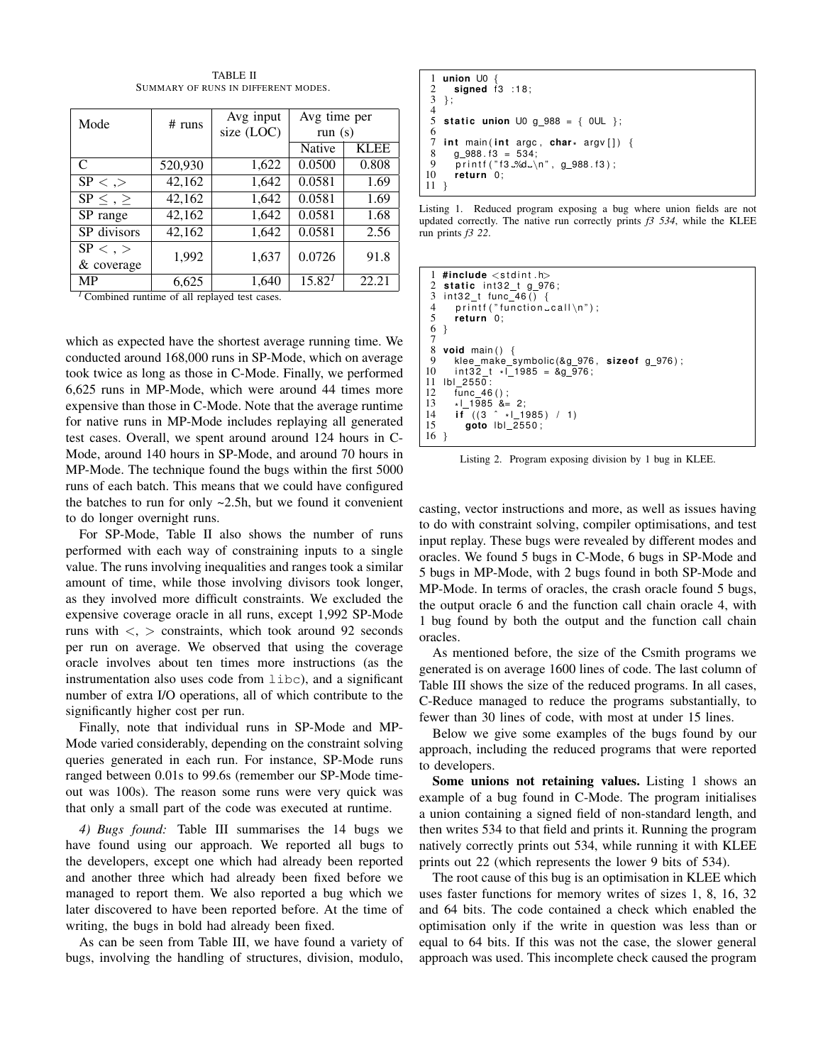TABLE II
SUMMARY OF RUNS IN DIFFERENT MODES.

| Mode | # runs | Avg input size (LOC) | Avg time per run (s) | |
|---|---|---|---|---|
| | | | Native | KLEE |
| C | 520,930 | 1,622 | 0.0500 | 0.808 |
| SP $<, >$ | 42,162 | 1,642 | 0.0581 | 1.69 |
| SP $\leq, \geq$ | 42,162 | 1,642 | 0.0581 | 1.69 |
| SP range | 42,162 | 1,642 | 0.0581 | 1.68 |
| SP divisors | 42,162 | 1,642 | 0.0581 | 2.56 |
| SP $<, >$ & coverage | 1,992 | 1,637 | 0.0726 | 91.8 |
| MP | 6,625 | 1,640 | 15.82[1] | 22.21 |

[1] Combined runtime of all replayed test cases.

which as expected have the shortest average running time. We conducted around 168,000 runs in SP-Mode, which on average took twice as long as those in C-Mode. Finally, we performed 6,625 runs in MP-Mode, which were around 44 times more expensive than those in C-Mode. Note that the average runtime for native runs in MP-Mode includes replaying all generated test cases. Overall, we spent around around 124 hours in C-Mode, around 140 hours in SP-Mode, and around 70 hours in MP-Mode. The technique found the bugs within the first 5000 runs of each batch. This means that we could have configured the batches to run for only ~2.5h, but we found it convenient to do longer overnight runs.

For SP-Mode, Table II also shows the number of runs performed with each way of constraining inputs to a single value. The runs involving inequalities and ranges took a similar amount of time, while those involving divisors took longer, as they involved more difficult constraints. We excluded the expensive coverage oracle in all runs, except 1,992 SP-Mode runs with $<$, $>$ constraints, which took around 92 seconds per run on average. We observed that using the coverage oracle involves about ten times more instructions (as the instrumentation also uses code from `libc`), and a significant number of extra I/O operations, all of which contribute to the significantly higher cost per run.

Finally, note that individual runs in SP-Mode and MP-Mode varied considerably, depending on the constraint solving queries generated in each run. For instance, SP-Mode runs ranged between 0.01s to 99.6s (remember our SP-Mode timeout was 100s). The reason some runs were very quick was that only a small part of the code was executed at runtime.

*4) Bugs found:* Table III summarises the 14 bugs we have found using our approach. We reported all bugs to the developers, except one which had already been reported and another three which had already been fixed before we managed to report them. We also reported a bug which we later discovered to have been reported before. At the time of writing, the bugs in bold had already been fixed.

As can be seen from Table III, we have found a variety of bugs, involving the handling of structures, division, modulo,

```
1 union U0 {
2    signed f3 :18;
3 };
4
5 static union U0 g_988 = { 0UL };
6
7 int main(int argc, char* argv[]) {
8    g_988.f3 = 534;
9    printf("f3 %d\n", g_988.f3);
10   return 0;
11 }
```

Listing 1. Reduced program exposing a bug where union fields are not updated correctly. The native run correctly prints *f3 534*, while the KLEE run prints *f3 22*.

```
1 #include <stdint.h>
2 static int32_t g_976;
3 int32_t func_46() {
4    printf("function call\n");
5    return 0;
6 }
7
8 void main() {
9    klee_make_symbolic(&g_976, sizeof g_976);
10   int32_t *l_1985 = &g_976;
11 lbl_2550:
12   func_46();
13   *l_1985 &= 2;
14   if ((3 ^ *l_1985) / 1)
15     goto lbl_2550;
16 }
```

Listing 2. Program exposing division by 1 bug in KLEE.

casting, vector instructions and more, as well as issues having to do with constraint solving, compiler optimisations, and test input replay. These bugs were revealed by different modes and oracles. We found 5 bugs in C-Mode, 6 bugs in SP-Mode and 5 bugs in MP-Mode, with 2 bugs found in both SP-Mode and MP-Mode. In terms of oracles, the crash oracle found 5 bugs, the output oracle 6 and the function call chain oracle 4, with 1 bug found by both the output and the function call chain oracles.

As mentioned before, the size of the Csmith programs we generated is on average 1600 lines of code. The last column of Table III shows the size of the reduced programs. In all cases, C-Reduce managed to reduce the programs substantially, to fewer than 30 lines of code, with most at under 15 lines.

Below we give some examples of the bugs found by our approach, including the reduced programs that were reported to developers.

**Some unions not retaining values.** Listing 1 shows an example of a bug found in C-Mode. The program initialises a union containing a signed field of non-standard length, and then writes 534 to that field and prints it. Running the program natively correctly prints out 534, while running it with KLEE prints out 22 (which represents the lower 9 bits of 534).

The root cause of this bug is an optimisation in KLEE which uses faster functions for memory writes of sizes 1, 8, 16, 32 and 64 bits. The code contained a check which enabled the optimisation only if the write in question was less than or equal to 64 bits. If this was not the case, the slower general approach was used. This incomplete check caused the program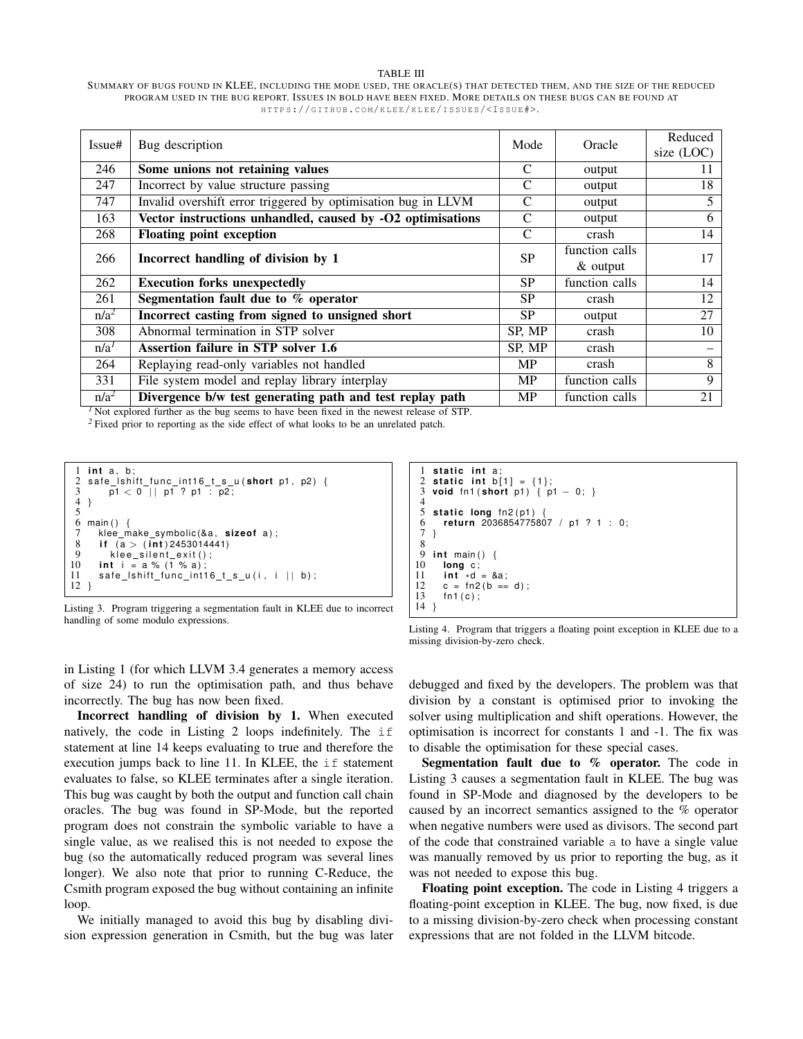TABLE III

SUMMARY OF BUGS FOUND IN KLEE, INCLUDING THE MODE USED, THE ORACLE(S) THAT DETECTED THEM, AND THE SIZE OF THE REDUCED PROGRAM USED IN THE BUG REPORT. ISSUES IN BOLD HAVE BEEN FIXED. MORE DETAILS ON THESE BUGS CAN BE FOUND AT HTTPS://GITHUB.COM/KLEE/KLEE/ISSUES/<ISSUE#>.

| Issue# | Bug description | Mode | Oracle | Reduced size (LOC) |
|---|---|---|---|---|
| 246 | **Some unions not retaining values** | C | output | 11 |
| 247 | Incorrect by value structure passing | C | output | 18 |
| 747 | Invalid overshift error triggered by optimisation bug in LLVM | C | output | 5 |
| 163 | **Vector instructions unhandled, caused by -O2 optimisations** | C | output | 6 |
| 268 | **Floating point exception** | C | crash | 14 |
| 266 | **Incorrect handling of division by 1** | SP | function calls & output | 17 |
| 262 | **Execution forks unexpectedly** | SP | function calls | 14 |
| 261 | **Segmentation fault due to % operator** | SP | crash | 12 |
| n/a[2] | **Incorrect casting from signed to unsigned short** | SP | output | 27 |
| 308 | Abnormal termination in STP solver | SP, MP | crash | 10 |
| n/a[1] | **Assertion failure in STP solver 1.6** | SP, MP | crash | – |
| 264 | Replaying read-only variables not handled | MP | crash | 8 |
| 331 | File system model and replay library interplay | MP | function calls | 9 |
| n/a[2] | **Divergence b/w test generating path and test replay path** | MP | function calls | 21 |

[1] Not explored further as the bug seems to have been fixed in the newest release of STP.
[2] Fixed prior to reporting as the side effect of what looks to be an unrelated patch.

```
 1  int a, b;
 2  safe_lshift_func_int16_t_s_u(short p1, p2) {
 3      p1 < 0 || p1 ? p1 : p2;
 4  }
 5
 6  main() {
 7    klee_make_symbolic(&a, sizeof a);
 8    if (a > (int)2453014441)
 9      klee_silent_exit();
10    int i = a % (1 % a);
11    safe_lshift_func_int16_t_s_u(i, i || b);
12  }
```

Listing 3. Program triggering a segmentation fault in KLEE due to incorrect handling of some modulo expressions.

```
 1  static int a;
 2  static int b[1] = {1};
 3  void fn1(short p1) { p1 - 0; }
 4
 5  static long fn2(p1) {
 6    return 2036854775807 / p1 ? 1 : 0;
 7  }
 8
 9  int main() {
10    long c;
11    int *d = &a;
12    c = fn2(b == d);
13    fn1(c);
14  }
```

Listing 4. Program that triggers a floating point exception in KLEE due to a missing division-by-zero check.

in Listing 1 (for which LLVM 3.4 generates a memory access of size 24) to run the optimisation path, and thus behave incorrectly. The bug has now been fixed.

**Incorrect handling of division by 1.** When executed natively, the code in Listing 2 loops indefinitely. The `if` statement at line 14 keeps evaluating to true and therefore the execution jumps back to line 11. In KLEE, the `if` statement evaluates to false, so KLEE terminates after a single iteration. This bug was caught by both the output and function call chain oracles. The bug was found in SP-Mode, but the reported program does not constrain the symbolic variable to have a single value, as we realised this is not needed to expose the bug (so the automatically reduced program was several lines longer). We also note that prior to running C-Reduce, the Csmith program exposed the bug without containing an infinite loop.

We initially managed to avoid this bug by disabling division expression generation in Csmith, but the bug was later debugged and fixed by the developers. The problem was that division by a constant is optimised prior to invoking the solver using multiplication and shift operations. However, the optimisation is incorrect for constants 1 and -1. The fix was to disable the optimisation for these special cases.

**Segmentation fault due to % operator.** The code in Listing 3 causes a segmentation fault in KLEE. The bug was found in SP-Mode and diagnosed by the developers to be caused by an incorrect semantics assigned to the % operator when negative numbers were used as divisors. The second part of the code that constrained variable `a` to have a single value was manually removed by us prior to reporting the bug, as it was not needed to expose this bug.

**Floating point exception.** The code in Listing 4 triggers a floating-point exception in KLEE. The bug, now fixed, is due to a missing division-by-zero check when processing constant expressions that are not folded in the LLVM bitcode.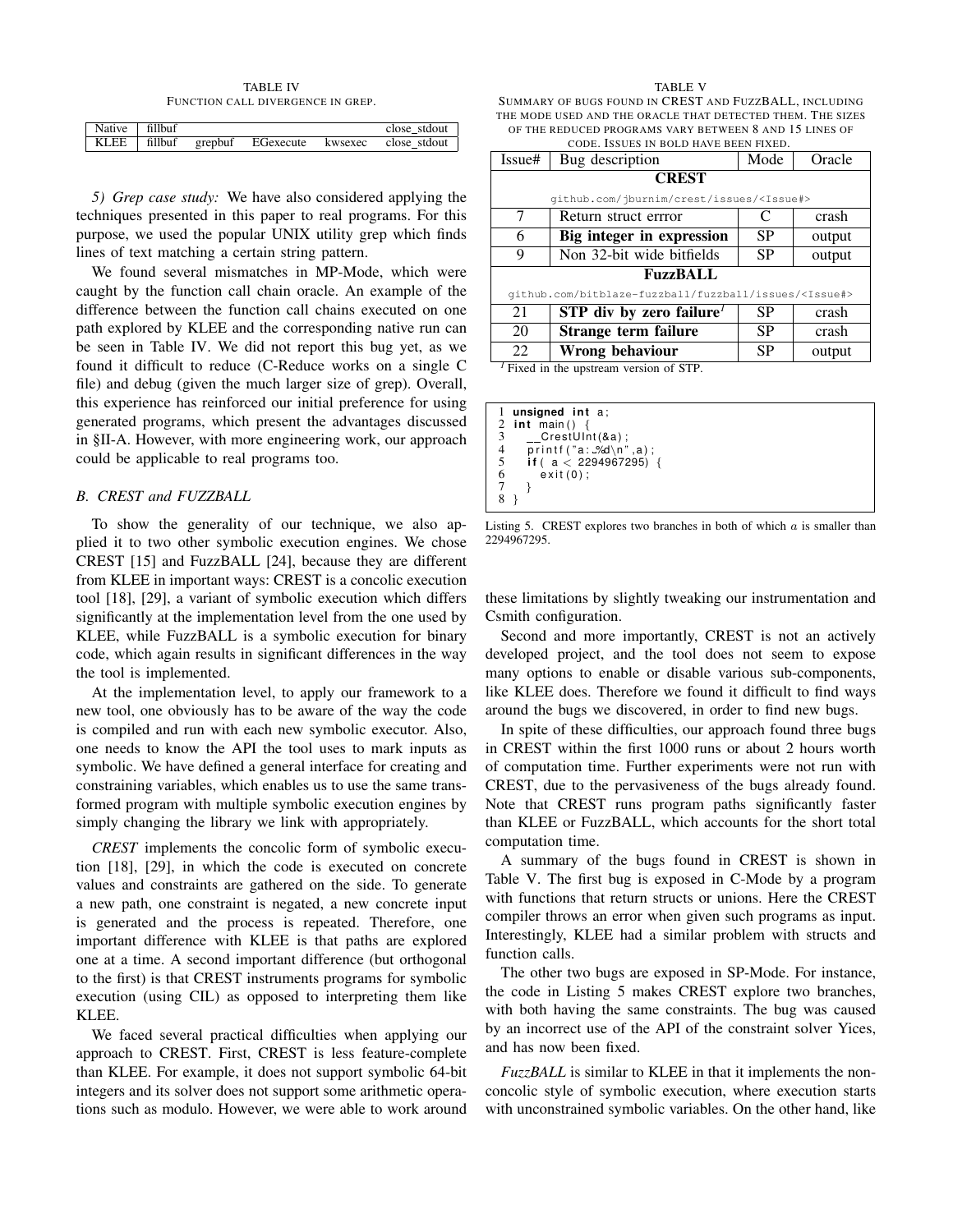TABLE IV
FUNCTION CALL DIVERGENCE IN GREP.

| | | | | | |
|---|---|---|---|---|---|
| Native | fillbuf | | | | close_stdout |
| KLEE | fillbuf | grepbuf | EGexecute | kwsexec | close_stdout |

*5) Grep case study:* We have also considered applying the techniques presented in this paper to real programs. For this purpose, we used the popular UNIX utility grep which finds lines of text matching a certain string pattern.

We found several mismatches in MP-Mode, which were caught by the function call chain oracle. An example of the difference between the function call chains executed on one path explored by KLEE and the corresponding native run can be seen in Table IV. We did not report this bug yet, as we found it difficult to reduce (C-Reduce works on a single C file) and debug (given the much larger size of grep). Overall, this experience has reinforced our initial preference for using generated programs, which present the advantages discussed in §II-A. However, with more engineering work, our approach could be applicable to real programs too.

### *B. CREST and FUZZBALL*

To show the generality of our technique, we also applied it to two other symbolic execution engines. We chose CREST [15] and FuzzBALL [24], because they are different from KLEE in important ways: CREST is a concolic execution tool [18], [29], a variant of symbolic execution which differs significantly at the implementation level from the one used by KLEE, while FuzzBALL is a symbolic execution for binary code, which again results in significant differences in the way the tool is implemented.

At the implementation level, to apply our framework to a new tool, one obviously has to be aware of the way the code is compiled and run with each new symbolic executor. Also, one needs to know the API the tool uses to mark inputs as symbolic. We have defined a general interface for creating and constraining variables, which enables us to use the same transformed program with multiple symbolic execution engines by simply changing the library we link with appropriately.

*CREST* implements the concolic form of symbolic execution [18], [29], in which the code is executed on concrete values and constraints are gathered on the side. To generate a new path, one constraint is negated, a new concrete input is generated and the process is repeated. Therefore, one important difference with KLEE is that paths are explored one at a time. A second important difference (but orthogonal to the first) is that CREST instruments programs for symbolic execution (using CIL) as opposed to interpreting them like KLEE.

We faced several practical difficulties when applying our approach to CREST. First, CREST is less feature-complete than KLEE. For example, it does not support symbolic 64-bit integers and its solver does not support some arithmetic operations such as modulo. However, we were able to work around these limitations by slightly tweaking our instrumentation and Csmith configuration.

Second and more importantly, CREST is not an actively developed project, and the tool does not seem to expose many options to enable or disable various sub-components, like KLEE does. Therefore we found it difficult to find ways around the bugs we discovered, in order to find new bugs.

In spite of these difficulties, our approach found three bugs in CREST within the first 1000 runs or about 2 hours worth of computation time. Further experiments were not run with CREST, due to the pervasiveness of the bugs already found. Note that CREST runs program paths significantly faster than KLEE or FuzzBALL, which accounts for the short total computation time.

A summary of the bugs found in CREST is shown in Table V. The first bug is exposed in C-Mode by a program with functions that return structs or unions. Here the CREST compiler throws an error when given such programs as input. Interestingly, KLEE had a similar problem with structs and function calls.

The other two bugs are exposed in SP-Mode. For instance, the code in Listing 5 makes CREST explore two branches, with both having the same constraints. The bug was caused by an incorrect use of the API of the constraint solver Yices, and has now been fixed.

*FuzzBALL* is similar to KLEE in that it implements the non-concolic style of symbolic execution, where execution starts with unconstrained symbolic variables. On the other hand, like

TABLE V
SUMMARY OF BUGS FOUND IN CREST AND FUZZBALL, INCLUDING THE MODE USED AND THE ORACLE THAT DETECTED THEM. THE SIZES OF THE REDUCED PROGRAMS VARY BETWEEN 8 AND 15 LINES OF CODE. ISSUES IN BOLD HAVE BEEN FIXED.

| Issue# | Bug description | Mode | Oracle |
|---|---|---|---|
| **CREST** | | | |
| github.com/jburnim/crest/issues/<Issue#> | | | |
| 7 | Return struct errror | C | crash |
| 6 | **Big integer in expression** | SP | output |
| 9 | Non 32-bit wide bitfields | SP | output |
| **FuzzBALL** | | | |
| github.com/bitblaze-fuzzball/fuzzball/issues/<Issue#> | | | |
| 21 | **STP div by zero failure**[1] | SP | crash |
| 20 | **Strange term failure** | SP | crash |
| 22 | **Wrong behaviour** | SP | output |

[1] Fixed in the upstream version of STP.

```
1 unsigned int a;
2 int main() {
3    __CrestUInt(&a);
4    printf("a: %d\n",a);
5    if( a < 2294967295) {
6       exit(0);
7    }
8 }
```

Listing 5. CREST explores two branches in both of which $a$ is smaller than 2294967295.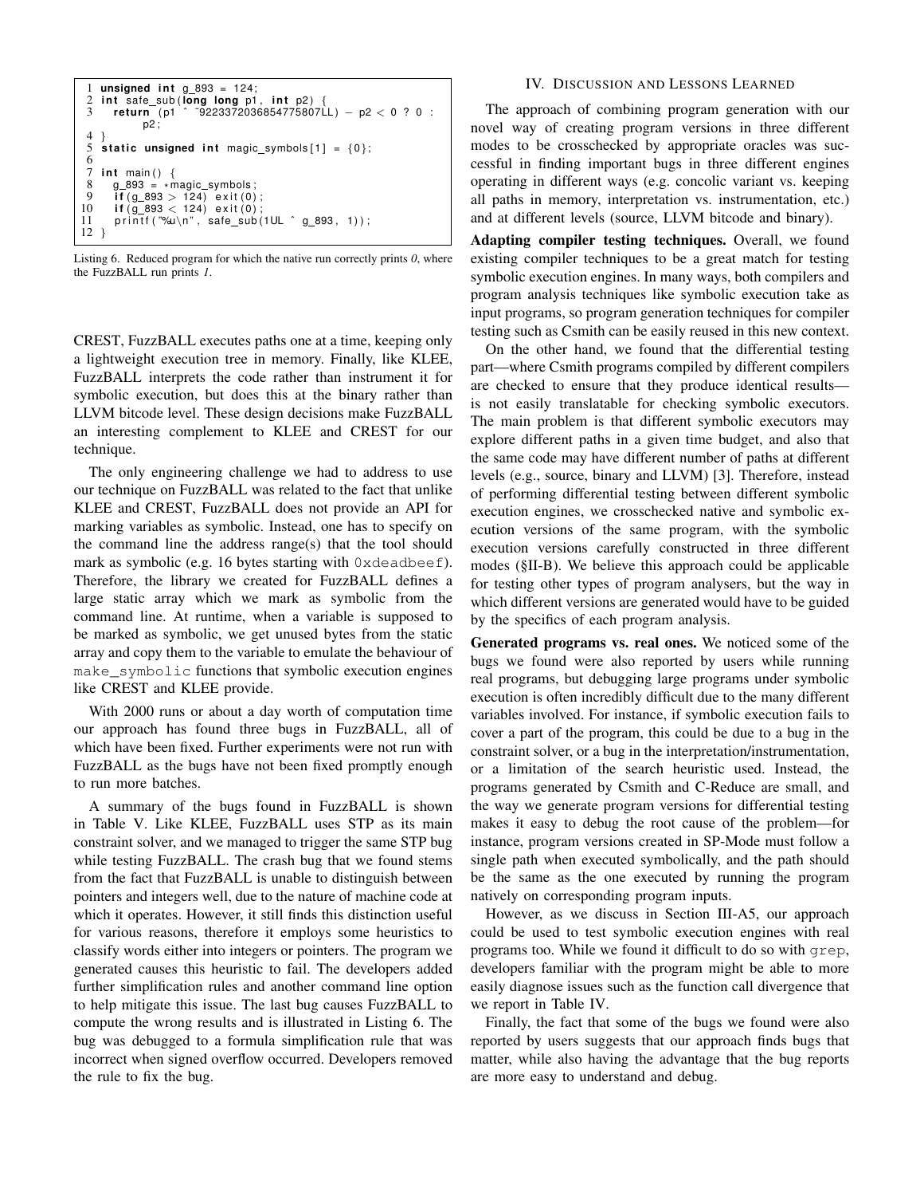```c
1  unsigned int g_893 = 124;
2  int safe_sub(long long p1, int p2) {
3    return (p1 ^ ~9223372036854775807LL) - p2 < 0 ? 0 :
          p2;
4  }
5  static unsigned int magic_symbols[1] = {0};
6
7  int main() {
8    g_893 = *magic_symbols;
9    if(g_893 > 124) exit(0);
10   if(g_893 < 124) exit(0);
11   printf("%u\n", safe_sub(1UL ^ g_893, 1));
12 }
```

Listing 6. Reduced program for which the native run correctly prints *0*, where the FuzzBALL run prints *1*.

CREST, FuzzBALL executes paths one at a time, keeping only a lightweight execution tree in memory. Finally, like KLEE, FuzzBALL interprets the code rather than instrument it for symbolic execution, but does this at the binary rather than LLVM bitcode level. These design decisions make FuzzBALL an interesting complement to KLEE and CREST for our technique.

The only engineering challenge we had to address to use our technique on FuzzBALL was related to the fact that unlike KLEE and CREST, FuzzBALL does not provide an API for marking variables as symbolic. Instead, one has to specify on the command line the address range(s) that the tool should mark as symbolic (e.g. 16 bytes starting with `0xdeadbeef`). Therefore, the library we created for FuzzBALL defines a large static array which we mark as symbolic from the command line. At runtime, when a variable is supposed to be marked as symbolic, we get unused bytes from the static array and copy them to the variable to emulate the behaviour of `make_symbolic` functions that symbolic execution engines like CREST and KLEE provide.

With 2000 runs or about a day worth of computation time our approach has found three bugs in FuzzBALL, all of which have been fixed. Further experiments were not run with FuzzBALL as the bugs have not been fixed promptly enough to run more batches.

A summary of the bugs found in FuzzBALL is shown in Table V. Like KLEE, FuzzBALL uses STP as its main constraint solver, and we managed to trigger the same STP bug while testing FuzzBALL. The crash bug that we found stems from the fact that FuzzBALL is unable to distinguish between pointers and integers well, due to the nature of machine code at which it operates. However, it still finds this distinction useful for various reasons, therefore it employs some heuristics to classify words either into integers or pointers. The program we generated causes this heuristic to fail. The developers added further simplification rules and another command line option to help mitigate this issue. The last bug causes FuzzBALL to compute the wrong results and is illustrated in Listing 6. The bug was debugged to a formula simplification rule that was incorrect when signed overflow occurred. Developers removed the rule to fix the bug.

## IV. Discussion and Lessons Learned

The approach of combining program generation with our novel way of creating program versions in three different modes to be crosschecked by appropriate oracles was successful in finding important bugs in three different engines operating in different ways (e.g. concolic variant vs. keeping all paths in memory, interpretation vs. instrumentation, etc.) and at different levels (source, LLVM bitcode and binary).

**Adapting compiler testing techniques.** Overall, we found existing compiler techniques to be a great match for testing symbolic execution engines. In many ways, both compilers and program analysis techniques like symbolic execution take as input programs, so program generation techniques for compiler testing such as Csmith can be easily reused in this new context.

On the other hand, we found that the differential testing part—where Csmith programs compiled by different compilers are checked to ensure that they produce identical results—is not easily translatable for checking symbolic executors. The main problem is that different symbolic executors may explore different paths in a given time budget, and also that the same code may have different number of paths at different levels (e.g., source, binary and LLVM) [3]. Therefore, instead of performing differential testing between different symbolic execution engines, we crosschecked native and symbolic execution versions of the same program, with the symbolic execution versions carefully constructed in three different modes (§II-B). We believe this approach could be applicable for testing other types of program analysers, but the way in which different versions are generated would have to be guided by the specifics of each program analysis.

**Generated programs vs. real ones.** We noticed some of the bugs we found were also reported by users while running real programs, but debugging large programs under symbolic execution is often incredibly difficult due to the many different variables involved. For instance, if symbolic execution fails to cover a part of the program, this could be due to a bug in the constraint solver, or a bug in the interpretation/instrumentation, or a limitation of the search heuristic used. Instead, the programs generated by Csmith and C-Reduce are small, and the way we generate program versions for differential testing makes it easy to debug the root cause of the problem—for instance, program versions created in SP-Mode must follow a single path when executed symbolically, and the path should be the same as the one executed by running the program natively on corresponding program inputs.

However, as we discuss in Section III-A5, our approach could be used to test symbolic execution engines with real programs too. While we found it difficult to do so with `grep`, developers familiar with the program might be able to more easily diagnose issues such as the function call divergence that we report in Table IV.

Finally, the fact that some of the bugs we found were also reported by users suggests that our approach finds bugs that matter, while also having the advantage that the bug reports are more easy to understand and debug.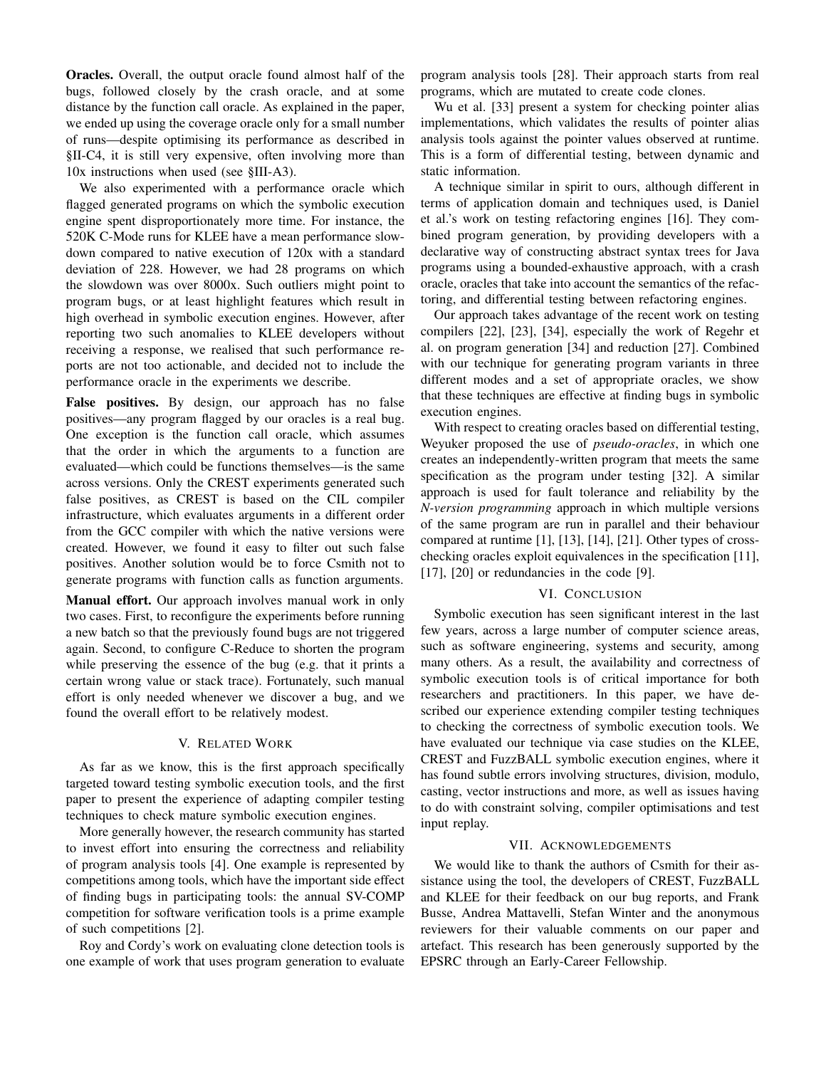**Oracles.** Overall, the output oracle found almost half of the bugs, followed closely by the crash oracle, and at some distance by the function call oracle. As explained in the paper, we ended up using the coverage oracle only for a small number of runs—despite optimising its performance as described in §II-C4, it is still very expensive, often involving more than 10x instructions when used (see §III-A3).

We also experimented with a performance oracle which flagged generated programs on which the symbolic execution engine spent disproportionately more time. For instance, the 520K C-Mode runs for KLEE have a mean performance slowdown compared to native execution of 120x with a standard deviation of 228. However, we had 28 programs on which the slowdown was over 8000x. Such outliers might point to program bugs, or at least highlight features which result in high overhead in symbolic execution engines. However, after reporting two such anomalies to KLEE developers without receiving a response, we realised that such performance reports are not too actionable, and decided not to include the performance oracle in the experiments we describe.

**False positives.** By design, our approach has no false positives—any program flagged by our oracles is a real bug. One exception is the function call oracle, which assumes that the order in which the arguments to a function are evaluated—which could be functions themselves—is the same across versions. Only the CREST experiments generated such false positives, as CREST is based on the CIL compiler infrastructure, which evaluates arguments in a different order from the GCC compiler with which the native versions were created. However, we found it easy to filter out such false positives. Another solution would be to force Csmith not to generate programs with function calls as function arguments.

**Manual effort.** Our approach involves manual work in only two cases. First, to reconfigure the experiments before running a new batch so that the previously found bugs are not triggered again. Second, to configure C-Reduce to shorten the program while preserving the essence of the bug (e.g. that it prints a certain wrong value or stack trace). Fortunately, such manual effort is only needed whenever we discover a bug, and we found the overall effort to be relatively modest.

## V. Related Work

As far as we know, this is the first approach specifically targeted toward testing symbolic execution tools, and the first paper to present the experience of adapting compiler testing techniques to check mature symbolic execution engines.

More generally however, the research community has started to invest effort into ensuring the correctness and reliability of program analysis tools [4]. One example is represented by competitions among tools, which have the important side effect of finding bugs in participating tools: the annual SV-COMP competition for software verification tools is a prime example of such competitions [2].

Roy and Cordy's work on evaluating clone detection tools is one example of work that uses program generation to evaluate program analysis tools [28]. Their approach starts from real programs, which are mutated to create code clones.

Wu et al. [33] present a system for checking pointer alias implementations, which validates the results of pointer alias analysis tools against the pointer values observed at runtime. This is a form of differential testing, between dynamic and static information.

A technique similar in spirit to ours, although different in terms of application domain and techniques used, is Daniel et al.'s work on testing refactoring engines [16]. They combined program generation, by providing developers with a declarative way of constructing abstract syntax trees for Java programs using a bounded-exhaustive approach, with a crash oracle, oracles that take into account the semantics of the refactoring, and differential testing between refactoring engines.

Our approach takes advantage of the recent work on testing compilers [22], [23], [34], especially the work of Regehr et al. on program generation [34] and reduction [27]. Combined with our technique for generating program variants in three different modes and a set of appropriate oracles, we show that these techniques are effective at finding bugs in symbolic execution engines.

With respect to creating oracles based on differential testing, Weyuker proposed the use of *pseudo-oracles*, in which one creates an independently-written program that meets the same specification as the program under testing [32]. A similar approach is used for fault tolerance and reliability by the *N-version programming* approach in which multiple versions of the same program are run in parallel and their behaviour compared at runtime [1], [13], [14], [21]. Other types of cross-checking oracles exploit equivalences in the specification [11], [17], [20] or redundancies in the code [9].

## VI. Conclusion

Symbolic execution has seen significant interest in the last few years, across a large number of computer science areas, such as software engineering, systems and security, among many others. As a result, the availability and correctness of symbolic execution tools is of critical importance for both researchers and practitioners. In this paper, we have described our experience extending compiler testing techniques to checking the correctness of symbolic execution tools. We have evaluated our technique via case studies on the KLEE, CREST and FuzzBALL symbolic execution engines, where it has found subtle errors involving structures, division, modulo, casting, vector instructions and more, as well as issues having to do with constraint solving, compiler optimisations and test input replay.

## VII. Acknowledgements

We would like to thank the authors of Csmith for their assistance using the tool, the developers of CREST, FuzzBALL and KLEE for their feedback on our bug reports, and Frank Busse, Andrea Mattavelli, Stefan Winter and the anonymous reviewers for their valuable comments on our paper and artefact. This research has been generously supported by the EPSRC through an Early-Career Fellowship.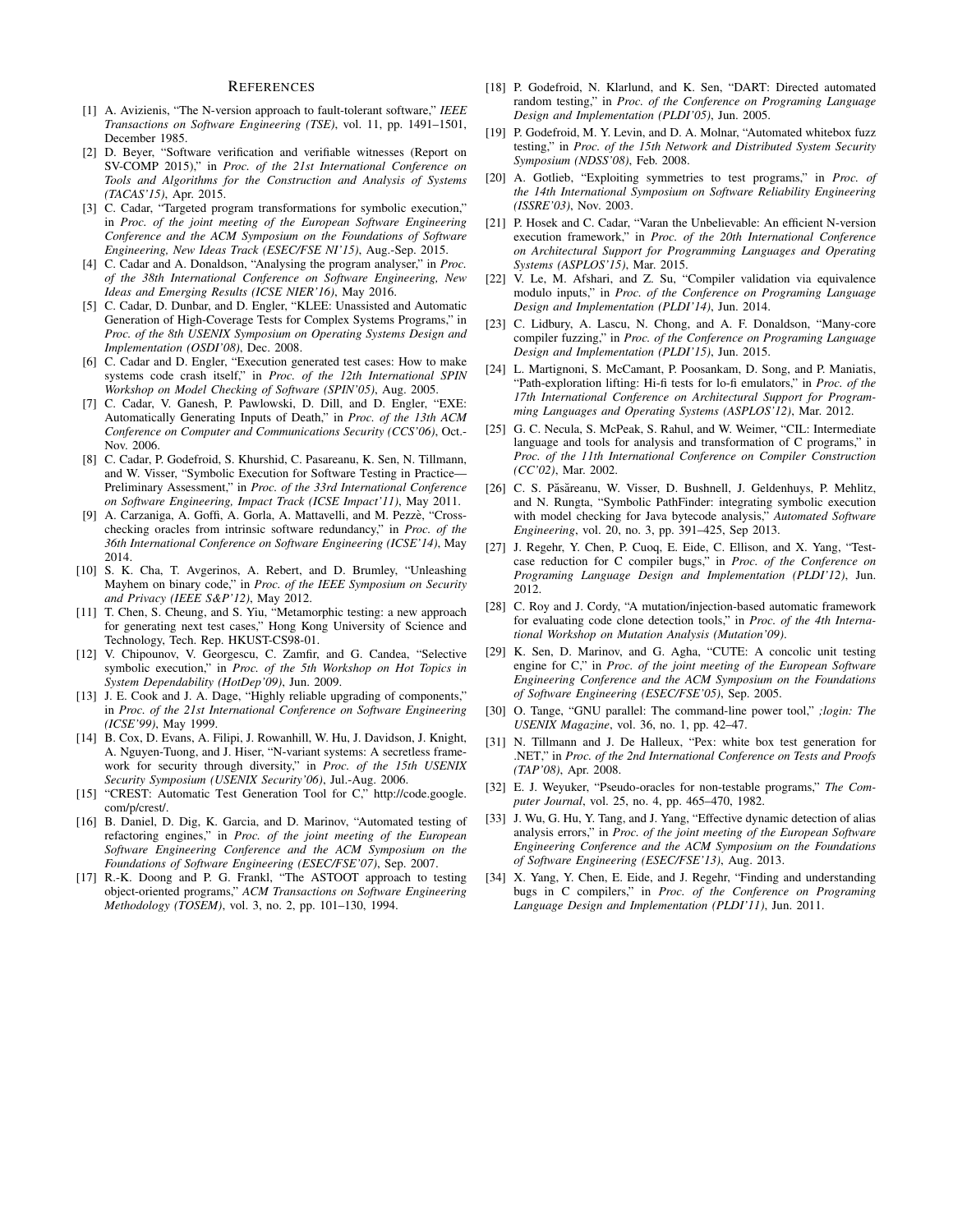## REFERENCES

[1] A. Avizienis, "The N-version approach to fault-tolerant software," *IEEE Transactions on Software Engineering (TSE)*, vol. 11, pp. 1491–1501, December 1985.

[2] D. Beyer, "Software verification and verifiable witnesses (Report on SV-COMP 2015)," in *Proc. of the 21st International Conference on Tools and Algorithms for the Construction and Analysis of Systems (TACAS'15)*, Apr. 2015.

[3] C. Cadar, "Targeted program transformations for symbolic execution," in *Proc. of the joint meeting of the European Software Engineering Conference and the ACM Symposium on the Foundations of Software Engineering, New Ideas Track (ESEC/FSE NI'15)*, Aug.-Sep. 2015.

[4] C. Cadar and A. Donaldson, "Analysing the program analyser," in *Proc. of the 38th International Conference on Software Engineering, New Ideas and Emerging Results (ICSE NIER'16)*, May 2016.

[5] C. Cadar, D. Dunbar, and D. Engler, "KLEE: Unassisted and Automatic Generation of High-Coverage Tests for Complex Systems Programs," in *Proc. of the 8th USENIX Symposium on Operating Systems Design and Implementation (OSDI'08)*, Dec. 2008.

[6] C. Cadar and D. Engler, "Execution generated test cases: How to make systems code crash itself," in *Proc. of the 12th International SPIN Workshop on Model Checking of Software (SPIN'05)*, Aug. 2005.

[7] C. Cadar, V. Ganesh, P. Pawlowski, D. Dill, and D. Engler, "EXE: Automatically Generating Inputs of Death," in *Proc. of the 13th ACM Conference on Computer and Communications Security (CCS'06)*, Oct.-Nov. 2006.

[8] C. Cadar, P. Godefroid, S. Khurshid, C. Pasareanu, K. Sen, N. Tillmann, and W. Visser, "Symbolic Execution for Software Testing in Practice—Preliminary Assessment," in *Proc. of the 33rd International Conference on Software Engineering, Impact Track (ICSE Impact'11)*, May 2011.

[9] A. Carzaniga, A. Goffi, A. Gorla, A. Mattavelli, and M. Pezzè, "Cross-checking oracles from intrinsic software redundancy," in *Proc. of the 36th International Conference on Software Engineering (ICSE'14)*, May 2014.

[10] S. K. Cha, T. Avgerinos, A. Rebert, and D. Brumley, "Unleashing Mayhem on binary code," in *Proc. of the IEEE Symposium on Security and Privacy (IEEE S&P'12)*, May 2012.

[11] T. Chen, S. Cheung, and S. Yiu, "Metamorphic testing: a new approach for generating next test cases," Hong Kong University of Science and Technology, Tech. Rep. HKUST-CS98-01.

[12] V. Chipounov, V. Georgescu, C. Zamfir, and G. Candea, "Selective symbolic execution," in *Proc. of the 5th Workshop on Hot Topics in System Dependability (HotDep'09)*, Jun. 2009.

[13] J. E. Cook and J. A. Dage, "Highly reliable upgrading of components," in *Proc. of the 21st International Conference on Software Engineering (ICSE'99)*, May 1999.

[14] B. Cox, D. Evans, A. Filipi, J. Rowanhill, W. Hu, J. Davidson, J. Knight, A. Nguyen-Tuong, and J. Hiser, "N-variant systems: A secretless framework for security through diversity," in *Proc. of the 15th USENIX Security Symposium (USENIX Security'06)*, Jul.-Aug. 2006.

[15] "CREST: Automatic Test Generation Tool for C," http://code.google.com/p/crest/.

[16] B. Daniel, D. Dig, K. Garcia, and D. Marinov, "Automated testing of refactoring engines," in *Proc. of the joint meeting of the European Software Engineering Conference and the ACM Symposium on the Foundations of Software Engineering (ESEC/FSE'07)*, Sep. 2007.

[17] R.-K. Doong and P. G. Frankl, "The ASTOOT approach to testing object-oriented programs," *ACM Transactions on Software Engineering Methodology (TOSEM)*, vol. 3, no. 2, pp. 101–130, 1994.

[18] P. Godefroid, N. Klarlund, and K. Sen, "DART: Directed automated random testing," in *Proc. of the Conference on Programing Language Design and Implementation (PLDI'05)*, Jun. 2005.

[19] P. Godefroid, M. Y. Levin, and D. A. Molnar, "Automated whitebox fuzz testing," in *Proc. of the 15th Network and Distributed System Security Symposium (NDSS'08)*, Feb. 2008.

[20] A. Gotlieb, "Exploiting symmetries to test programs," in *Proc. of the 14th International Symposium on Software Reliability Engineering (ISSRE'03)*, Nov. 2003.

[21] P. Hosek and C. Cadar, "Varan the Unbelievable: An efficient N-version execution framework," in *Proc. of the 20th International Conference on Architectural Support for Programming Languages and Operating Systems (ASPLOS'15)*, Mar. 2015.

[22] V. Le, M. Afshari, and Z. Su, "Compiler validation via equivalence modulo inputs," in *Proc. of the Conference on Programing Language Design and Implementation (PLDI'14)*, Jun. 2014.

[23] C. Lidbury, A. Lascu, N. Chong, and A. F. Donaldson, "Many-core compiler fuzzing," in *Proc. of the Conference on Programing Language Design and Implementation (PLDI'15)*, Jun. 2015.

[24] L. Martignoni, S. McCamant, P. Poosankam, D. Song, and P. Maniatis, "Path-exploration lifting: Hi-fi tests for lo-fi emulators," in *Proc. of the 17th International Conference on Architectural Support for Programming Languages and Operating Systems (ASPLOS'12)*, Mar. 2012.

[25] G. C. Necula, S. McPeak, S. Rahul, and W. Weimer, "CIL: Intermediate language and tools for analysis and transformation of C programs," in *Proc. of the 11th International Conference on Compiler Construction (CC'02)*, Mar. 2002.

[26] C. S. Păsăreanu, W. Visser, D. Bushnell, J. Geldenhuys, P. Mehlitz, and N. Rungta, "Symbolic PathFinder: integrating symbolic execution with model checking for Java bytecode analysis," *Automated Software Engineering*, vol. 20, no. 3, pp. 391–425, Sep 2013.

[27] J. Regehr, Y. Chen, P. Cuoq, E. Eide, C. Ellison, and X. Yang, "Test-case reduction for C compiler bugs," in *Proc. of the Conference on Programing Language Design and Implementation (PLDI'12)*, Jun. 2012.

[28] C. Roy and J. Cordy, "A mutation/injection-based automatic framework for evaluating code clone detection tools," in *Proc. of the 4th International Workshop on Mutation Analysis (Mutation'09)*.

[29] K. Sen, D. Marinov, and G. Agha, "CUTE: A concolic unit testing engine for C," in *Proc. of the joint meeting of the European Software Engineering Conference and the ACM Symposium on the Foundations of Software Engineering (ESEC/FSE'05)*, Sep. 2005.

[30] O. Tange, "GNU parallel: The command-line power tool," *;login: The USENIX Magazine*, vol. 36, no. 1, pp. 42–47.

[31] N. Tillmann and J. De Halleux, "Pex: white box test generation for .NET," in *Proc. of the 2nd International Conference on Tests and Proofs (TAP'08)*, Apr. 2008.

[32] E. J. Weyuker, "Pseudo-oracles for non-testable programs," *The Computer Journal*, vol. 25, no. 4, pp. 465–470, 1982.

[33] J. Wu, G. Hu, Y. Tang, and J. Yang, "Effective dynamic detection of alias analysis errors," in *Proc. of the joint meeting of the European Software Engineering Conference and the ACM Symposium on the Foundations of Software Engineering (ESEC/FSE'13)*, Aug. 2013.

[34] X. Yang, Y. Chen, E. Eide, and J. Regehr, "Finding and understanding bugs in C compilers," in *Proc. of the Conference on Programing Language Design and Implementation (PLDI'11)*, Jun. 2011.